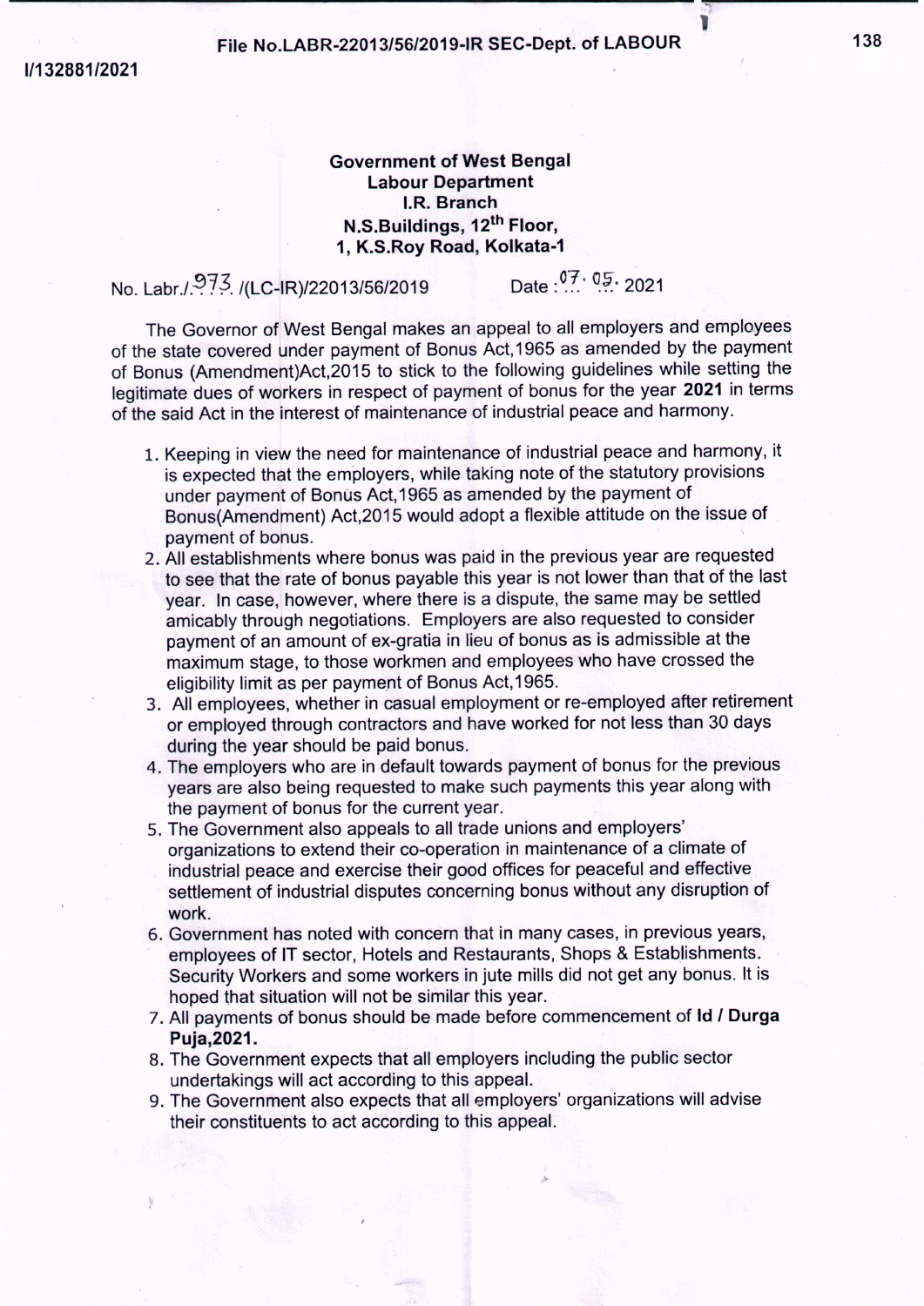File No.LABR-22013/56/2019-IR SEC-Dept. of LABOUR

I/132881/2021

**Government of West Bengal**
**Labour Department**
**I.R. Branch**
**N.S.Buildings, 12th Floor,**
**1, K.S.Roy Road, Kolkata-1**

No. Labr./973 /(LC-IR)/22013/56/2019 Date : 07. 05. 2021

The Governor of West Bengal makes an appeal to all employers and employees of the state covered under payment of Bonus Act,1965 as amended by the payment of Bonus (Amendment)Act,2015 to stick to the following guidelines while setting the legitimate dues of workers in respect of payment of bonus for the year **2021** in terms of the said Act in the interest of maintenance of industrial peace and harmony.

1. Keeping in view the need for maintenance of industrial peace and harmony, it is expected that the employers, while taking note of the statutory provisions under payment of Bonus Act,1965 as amended by the payment of Bonus(Amendment) Act,2015 would adopt a flexible attitude on the issue of payment of bonus.
2. All establishments where bonus was paid in the previous year are requested to see that the rate of bonus payable this year is not lower than that of the last year. In case, however, where there is a dispute, the same may be settled amicably through negotiations. Employers are also requested to consider payment of an amount of ex-gratia in lieu of bonus as is admissible at the maximum stage, to those workmen and employees who have crossed the eligibility limit as per payment of Bonus Act,1965.
3. All employees, whether in casual employment or re-employed after retirement or employed through contractors and have worked for not less than 30 days during the year should be paid bonus.
4. The employers who are in default towards payment of bonus for the previous years are also being requested to make such payments this year along with the payment of bonus for the current year.
5. The Government also appeals to all trade unions and employers' organizations to extend their co-operation in maintenance of a climate of industrial peace and exercise their good offices for peaceful and effective settlement of industrial disputes concerning bonus without any disruption of work.
6. Government has noted with concern that in many cases, in previous years, employees of IT sector, Hotels and Restaurants, Shops & Establishments. Security Workers and some workers in jute mills did not get any bonus. It is hoped that situation will not be similar this year.
7. All payments of bonus should be made before commencement of **Id / Durga Puja,2021.**
8. The Government expects that all employers including the public sector undertakings will act according to this appeal.
9. The Government also expects that all employers' organizations will advise their constituents to act according to this appeal.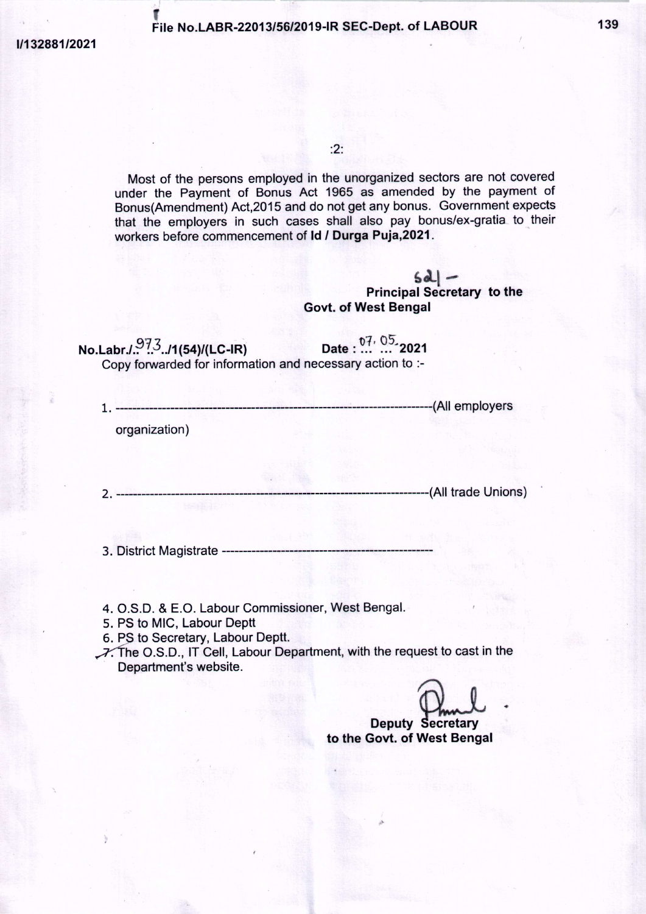File No.LABR-22013/56/2019-IR SEC-Dept. of LABOUR

I/132881/2021

:2:

Most of the persons employed in the unorganized sectors are not covered under the Payment of Bonus Act 1965 as amended by the payment of Bonus(Amendment) Act,2015 and do not get any bonus. Government expects that the employers in such cases shall also pay bonus/ex-gratia to their workers before commencement of **Id / Durga Puja,2021**.

Sd/-
**Principal Secretary to the Govt. of West Bengal**

**No.Labr./..973..../1(54)/(LC-IR)** **Date : 07. 05. 2021**

Copy forwarded for information and necessary action to :-

1. --------------------------------------------------------------------------(All employers organization)

2. --------------------------------------------------------------------------(All trade Unions)

3. District Magistrate ------------------------------------------------

4. O.S.D. & E.O. Labour Commissioner, West Bengal.
5. PS to MIC, Labour Deptt
6. PS to Secretary, Labour Deptt.
7. The O.S.D., IT Cell, Labour Department, with the request to cast in the Department's website.

**Deputy Secretary to the Govt. of West Bengal**